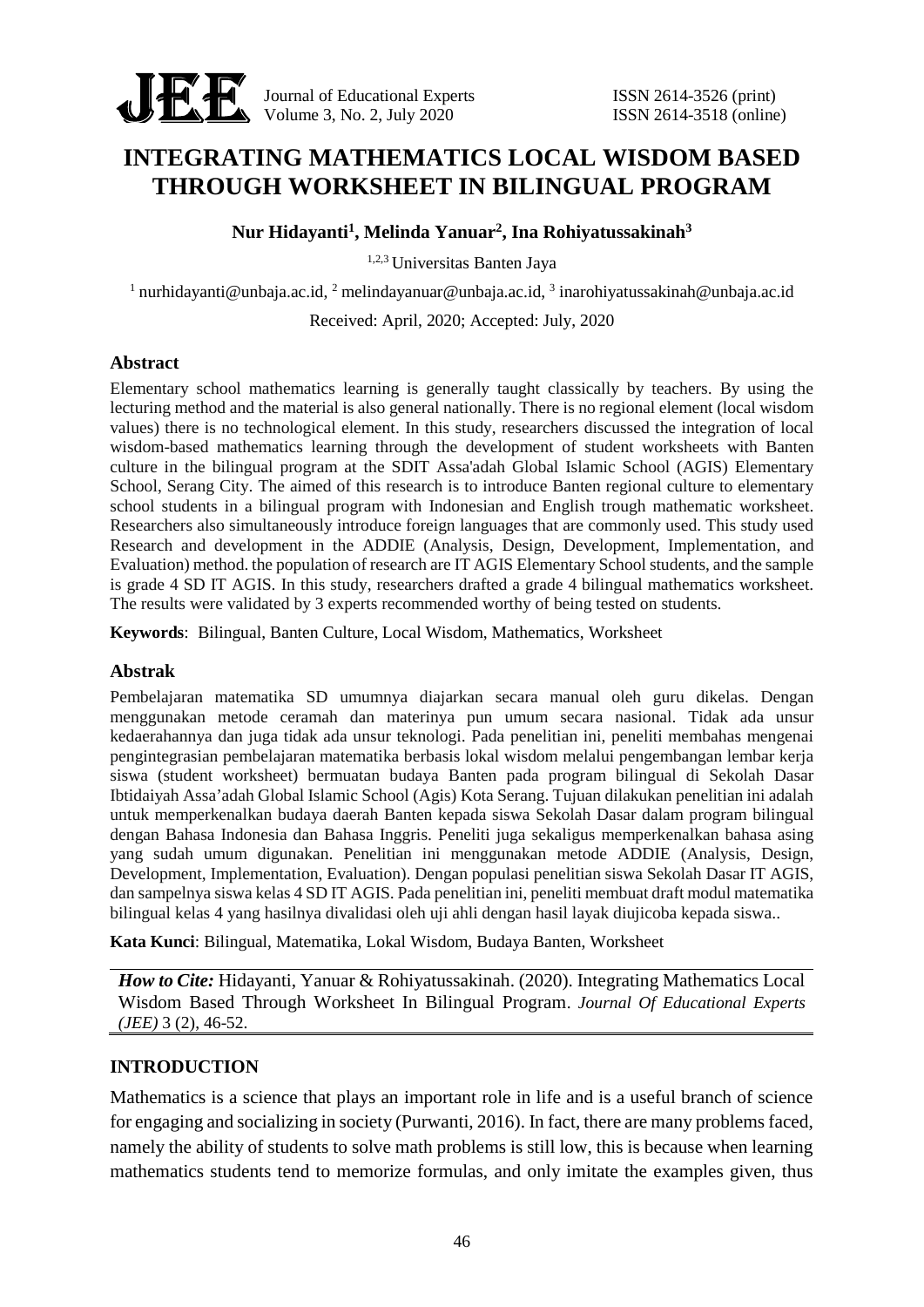# INTEGRATING MATHEMATICS LOCAL WISDOM BASED THROUGH WORKSHEET IN BILINGUAL PROGRAM

**Nur Hidayanti[1], Melinda Yanuar[2], Ina Rohiyatussakinah[3]**

[1,2,3] Universitas Banten Jaya

[1] nurhidayanti@unbaja.ac.id, [2] melindayanuar@unbaja.ac.id, [3] inarohiyatussakinah@unbaja.ac.id

Received: April, 2020; Accepted: July, 2020

## Abstract

Elementary school mathematics learning is generally taught classically by teachers. By using the lecturing method and the material is also general nationally. There is no regional element (local wisdom values) there is no technological element. In this study, researchers discussed the integration of local wisdom-based mathematics learning through the development of student worksheets with Banten culture in the bilingual program at the SDIT Assa'adah Global Islamic School (AGIS) Elementary School, Serang City. The aimed of this research is to introduce Banten regional culture to elementary school students in a bilingual program with Indonesian and English trough mathematic worksheet. Researchers also simultaneously introduce foreign languages that are commonly used. This study used Research and development in the ADDIE (Analysis, Design, Development, Implementation, and Evaluation) method. the population of research are IT AGIS Elementary School students, and the sample is grade 4 SD IT AGIS. In this study, researchers drafted a grade 4 bilingual mathematics worksheet. The results were validated by 3 experts recommended worthy of being tested on students.

**Keywords**: Bilingual, Banten Culture, Local Wisdom, Mathematics, Worksheet

## Abstrak

Pembelajaran matematika SD umumnya diajarkan secara manual oleh guru dikelas. Dengan menggunakan metode ceramah dan materinya pun umum secara nasional. Tidak ada unsur kedaerahannya dan juga tidak ada unsur teknologi. Pada penelitian ini, peneliti membahas mengenai pengintegrasian pembelajaran matematika berbasis lokal wisdom melalui pengembangan lembar kerja siswa (student worksheet) bermuatan budaya Banten pada program bilingual di Sekolah Dasar Ibtidaiyah Assa'adah Global Islamic School (Agis) Kota Serang. Tujuan dilakukan penelitian ini adalah untuk memperkenalkan budaya daerah Banten kepada siswa Sekolah Dasar dalam program bilingual dengan Bahasa Indonesia dan Bahasa Inggris. Peneliti juga sekaligus memperkenalkan bahasa asing yang sudah umum digunakan. Penelitian ini menggunakan metode ADDIE (Analysis, Design, Development, Implementation, Evaluation). Dengan populasi penelitian siswa Sekolah Dasar IT AGIS, dan sampelnya siswa kelas 4 SD IT AGIS. Pada penelitian ini, peneliti membuat draft modul matematika bilingual kelas 4 yang hasilnya divalidasi oleh uji ahli dengan hasil layak diujicoba kepada siswa..

**Kata Kunci**: Bilingual, Matematika, Lokal Wisdom, Budaya Banten, Worksheet

***How to Cite:*** Hidayanti, Yanuar & Rohiyatussakinah. (2020). Integrating Mathematics Local Wisdom Based Through Worksheet In Bilingual Program. *Journal Of Educational Experts (JEE)* 3 (2), 46-52.

## INTRODUCTION

Mathematics is a science that plays an important role in life and is a useful branch of science for engaging and socializing in society (Purwanti, 2016). In fact, there are many problems faced, namely the ability of students to solve math problems is still low, this is because when learning mathematics students tend to memorize formulas, and only imitate the examples given, thus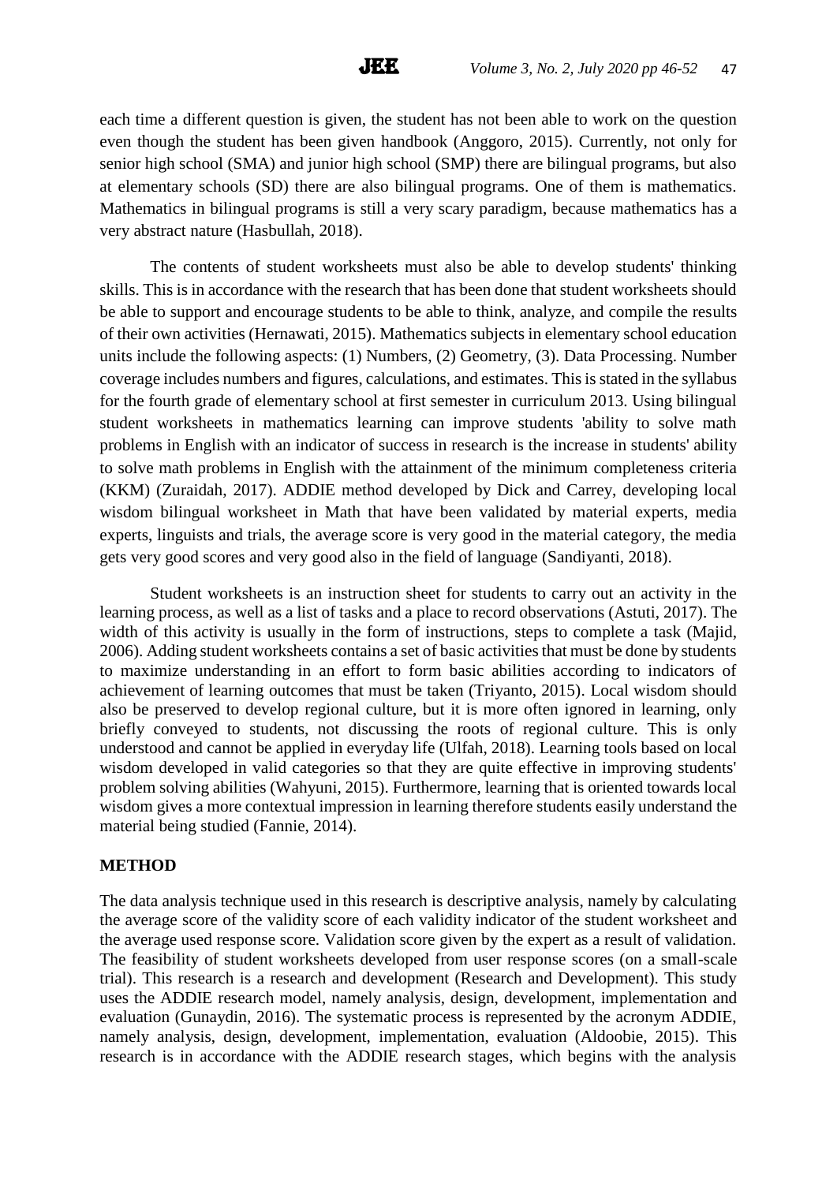each time a different question is given, the student has not been able to work on the question even though the student has been given handbook (Anggoro, 2015). Currently, not only for senior high school (SMA) and junior high school (SMP) there are bilingual programs, but also at elementary schools (SD) there are also bilingual programs. One of them is mathematics. Mathematics in bilingual programs is still a very scary paradigm, because mathematics has a very abstract nature (Hasbullah, 2018).

The contents of student worksheets must also be able to develop students' thinking skills. This is in accordance with the research that has been done that student worksheets should be able to support and encourage students to be able to think, analyze, and compile the results of their own activities (Hernawati, 2015). Mathematics subjects in elementary school education units include the following aspects: (1) Numbers, (2) Geometry, (3). Data Processing. Number coverage includes numbers and figures, calculations, and estimates. This is stated in the syllabus for the fourth grade of elementary school at first semester in curriculum 2013. Using bilingual student worksheets in mathematics learning can improve students 'ability to solve math problems in English with an indicator of success in research is the increase in students' ability to solve math problems in English with the attainment of the minimum completeness criteria (KKM) (Zuraidah, 2017). ADDIE method developed by Dick and Carrey, developing local wisdom bilingual worksheet in Math that have been validated by material experts, media experts, linguists and trials, the average score is very good in the material category, the media gets very good scores and very good also in the field of language (Sandiyanti, 2018).

Student worksheets is an instruction sheet for students to carry out an activity in the learning process, as well as a list of tasks and a place to record observations (Astuti, 2017). The width of this activity is usually in the form of instructions, steps to complete a task (Majid, 2006). Adding student worksheets contains a set of basic activities that must be done by students to maximize understanding in an effort to form basic abilities according to indicators of achievement of learning outcomes that must be taken (Triyanto, 2015). Local wisdom should also be preserved to develop regional culture, but it is more often ignored in learning, only briefly conveyed to students, not discussing the roots of regional culture. This is only understood and cannot be applied in everyday life (Ulfah, 2018). Learning tools based on local wisdom developed in valid categories so that they are quite effective in improving students' problem solving abilities (Wahyuni, 2015). Furthermore, learning that is oriented towards local wisdom gives a more contextual impression in learning therefore students easily understand the material being studied (Fannie, 2014).

## METHOD

The data analysis technique used in this research is descriptive analysis, namely by calculating the average score of the validity score of each validity indicator of the student worksheet and the average used response score. Validation score given by the expert as a result of validation. The feasibility of student worksheets developed from user response scores (on a small-scale trial). This research is a research and development (Research and Development). This study uses the ADDIE research model, namely analysis, design, development, implementation and evaluation (Gunaydin, 2016). The systematic process is represented by the acronym ADDIE, namely analysis, design, development, implementation, evaluation (Aldoobie, 2015). This research is in accordance with the ADDIE research stages, which begins with the analysis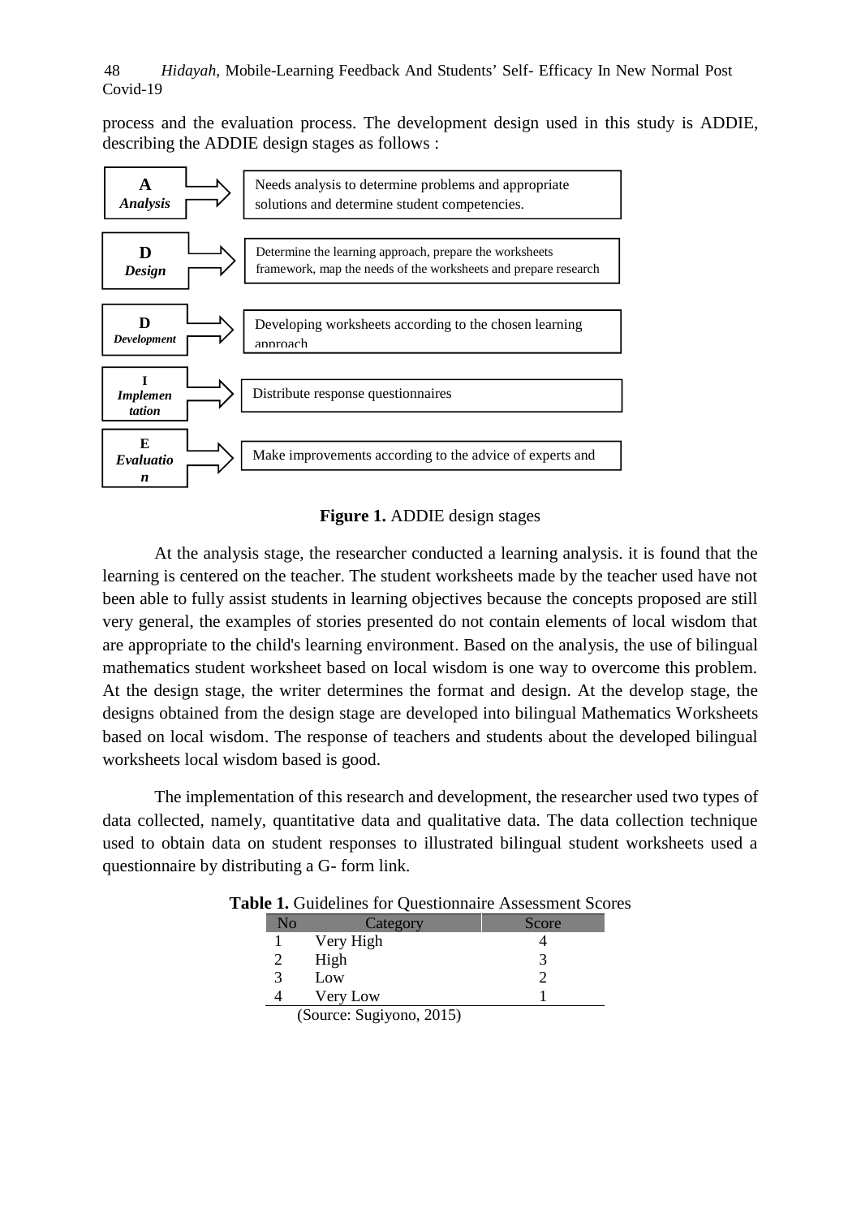process and the evaluation process. The development design used in this study is ADDIE, describing the ADDIE design stages as follows :

| Stage | Description |
| --- | --- |
| **A** *Analysis* | Needs analysis to determine problems and appropriate solutions and determine student competencies. |
| **D** *Design* | Determine the learning approach, prepare the worksheets framework, map the needs of the worksheets and prepare research |
| **D** *Development* | Developing worksheets according to the chosen learning approach |
| **I** *Implementation* | Distribute response questionnaires |
| **E** *Evaluation* | Make improvements according to the advice of experts and |

**Figure 1.** ADDIE design stages

At the analysis stage, the researcher conducted a learning analysis. it is found that the learning is centered on the teacher. The student worksheets made by the teacher used have not been able to fully assist students in learning objectives because the concepts proposed are still very general, the examples of stories presented do not contain elements of local wisdom that are appropriate to the child's learning environment. Based on the analysis, the use of bilingual mathematics student worksheet based on local wisdom is one way to overcome this problem. At the design stage, the writer determines the format and design. At the develop stage, the designs obtained from the design stage are developed into bilingual Mathematics Worksheets based on local wisdom. The response of teachers and students about the developed bilingual worksheets local wisdom based is good.

The implementation of this research and development, the researcher used two types of data collected, namely, quantitative data and qualitative data. The data collection technique used to obtain data on student responses to illustrated bilingual student worksheets used a questionnaire by distributing a G- form link.

**Table 1.** Guidelines for Questionnaire Assessment Scores

| No | Category | Score |
| --- | --- | --- |
| 1 | Very High | 4 |
| 2 | High | 3 |
| 3 | Low | 2 |
| 4 | Very Low | 1 |

(Source: Sugiyono, 2015)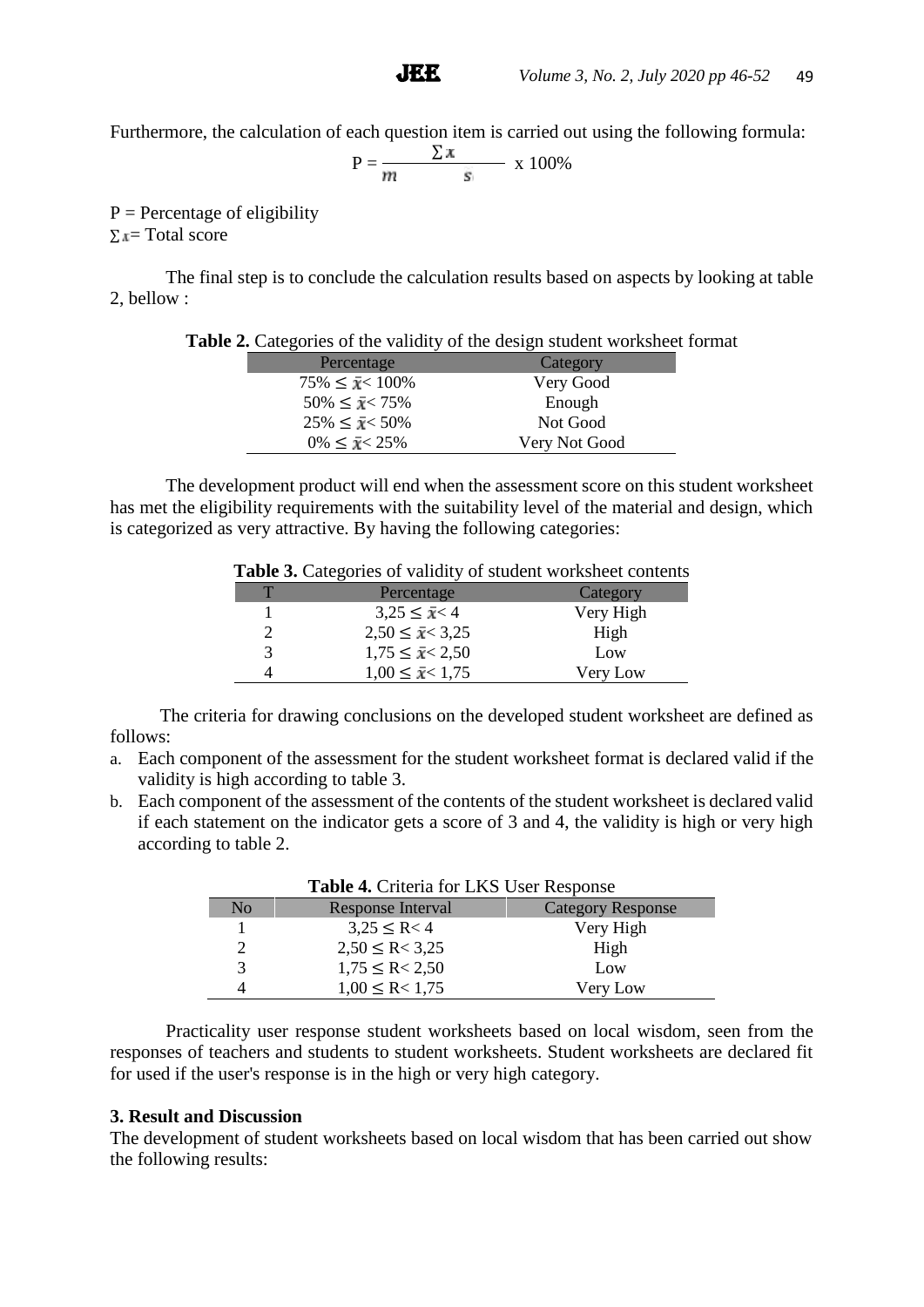Furthermore, the calculation of each question item is carried out using the following formula:

$$P = \frac{\sum x}{m \qquad s} \text{ x } 100\%$$

P = Percentage of eligibility
$\sum x$= Total score

The final step is to conclude the calculation results based on aspects by looking at table 2, bellow :

**Table 2.** Categories of the validity of the design student worksheet format

| Percentage | Category |
|---|---|
| 75% ≤ $\bar{x}$< 100% | Very Good |
| 50% ≤ $\bar{x}$< 75% | Enough |
| 25% ≤ $\bar{x}$< 50% | Not Good |
| 0% ≤ $\bar{x}$< 25% | Very Not Good |

The development product will end when the assessment score on this student worksheet has met the eligibility requirements with the suitability level of the material and design, which is categorized as very attractive. By having the following categories:

**Table 3.** Categories of validity of student worksheet contents

| T | Percentage | Category |
|---|---|---|
| 1 | 3,25 ≤ $\bar{x}$< 4 | Very High |
| 2 | 2,50 ≤ $\bar{x}$< 3,25 | High |
| 3 | 1,75 ≤ $\bar{x}$< 2,50 | Low |
| 4 | 1,00 ≤ $\bar{x}$< 1,75 | Very Low |

The criteria for drawing conclusions on the developed student worksheet are defined as follows:

a. Each component of the assessment for the student worksheet format is declared valid if the validity is high according to table 3.
b. Each component of the assessment of the contents of the student worksheet is declared valid if each statement on the indicator gets a score of 3 and 4, the validity is high or very high according to table 2.

**Table 4.** Criteria for LKS User Response

| No | Response Interval | Category Response |
|---|---|---|
| 1 | 3,25 ≤ R< 4 | Very High |
| 2 | 2,50 ≤ R< 3,25 | High |
| 3 | 1,75 ≤ R< 2,50 | Low |
| 4 | 1,00 ≤ R< 1,75 | Very Low |

Practicality user response student worksheets based on local wisdom, seen from the responses of teachers and students to student worksheets. Student worksheets are declared fit for used if the user's response is in the high or very high category.

## 3. Result and Discussion

The development of student worksheets based on local wisdom that has been carried out show the following results: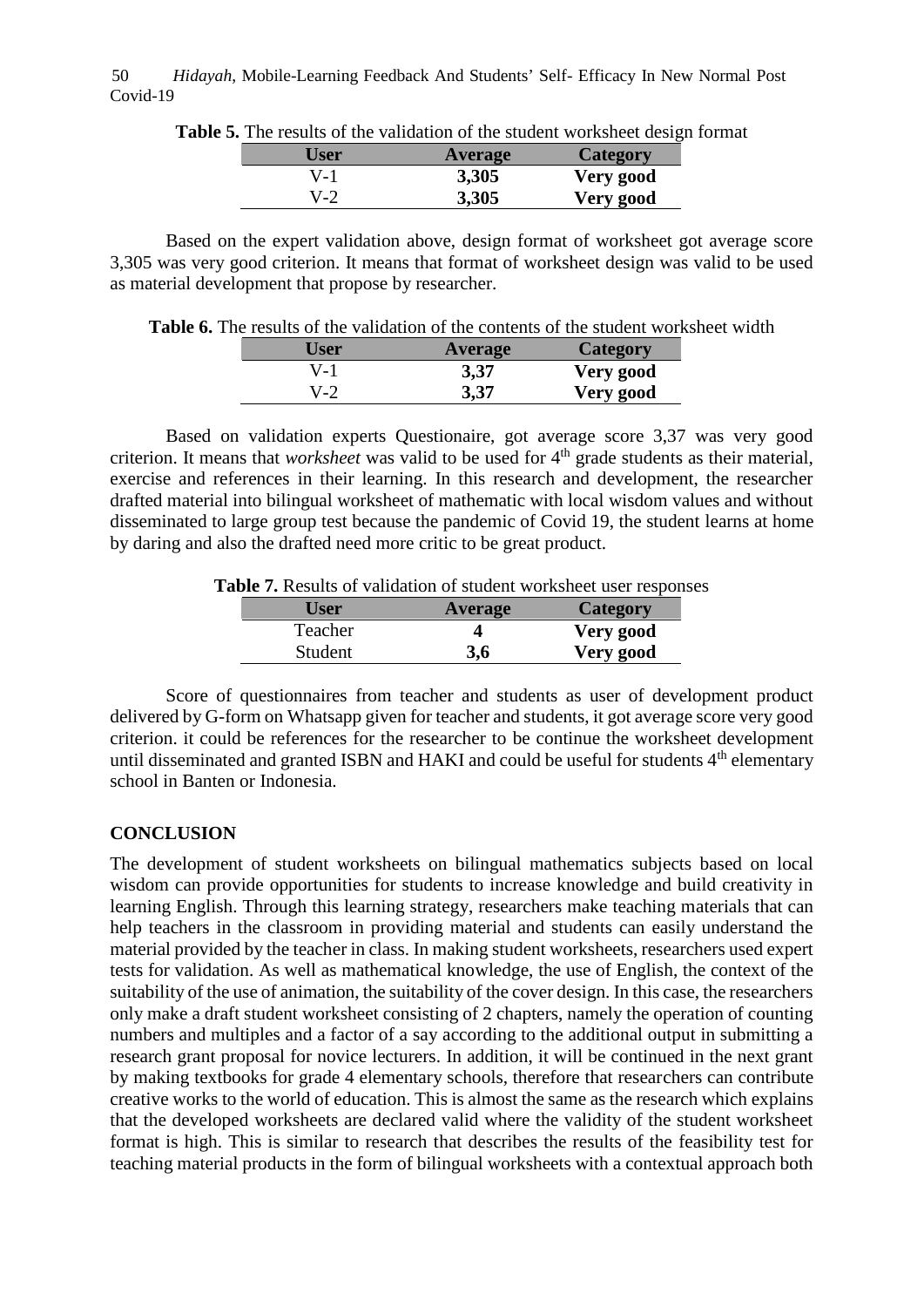**Table 5.** The results of the validation of the student worksheet design format

| User | Average | Category |
|---|---|---|
| V-1 | **3,305** | **Very good** |
| V-2 | **3,305** | **Very good** |

Based on the expert validation above, design format of worksheet got average score 3,305 was very good criterion. It means that format of worksheet design was valid to be used as material development that propose by researcher.

**Table 6.** The results of the validation of the contents of the student worksheet width

| User | Average | Category |
|---|---|---|
| V-1 | **3,37** | **Very good** |
| V-2 | **3,37** | **Very good** |

Based on validation experts Questionaire, got average score 3,37 was very good criterion. It means that *worksheet* was valid to be used for 4th grade students as their material, exercise and references in their learning. In this research and development, the researcher drafted material into bilingual worksheet of mathematic with local wisdom values and without disseminated to large group test because the pandemic of Covid 19, the student learns at home by daring and also the drafted need more critic to be great product.

**Table 7.** Results of validation of student worksheet user responses

| User | Average | Category |
|---|---|---|
| Teacher | **4** | **Very good** |
| Student | **3,6** | **Very good** |

Score of questionnaires from teacher and students as user of development product delivered by G-form on Whatsapp given for teacher and students, it got average score very good criterion. it could be references for the researcher to be continue the worksheet development until disseminated and granted ISBN and HAKI and could be useful for students 4th elementary school in Banten or Indonesia.

## CONCLUSION

The development of student worksheets on bilingual mathematics subjects based on local wisdom can provide opportunities for students to increase knowledge and build creativity in learning English. Through this learning strategy, researchers make teaching materials that can help teachers in the classroom in providing material and students can easily understand the material provided by the teacher in class. In making student worksheets, researchers used expert tests for validation. As well as mathematical knowledge, the use of English, the context of the suitability of the use of animation, the suitability of the cover design. In this case, the researchers only make a draft student worksheet consisting of 2 chapters, namely the operation of counting numbers and multiples and a factor of a say according to the additional output in submitting a research grant proposal for novice lecturers. In addition, it will be continued in the next grant by making textbooks for grade 4 elementary schools, therefore that researchers can contribute creative works to the world of education. This is almost the same as the research which explains that the developed worksheets are declared valid where the validity of the student worksheet format is high. This is similar to research that describes the results of the feasibility test for teaching material products in the form of bilingual worksheets with a contextual approach both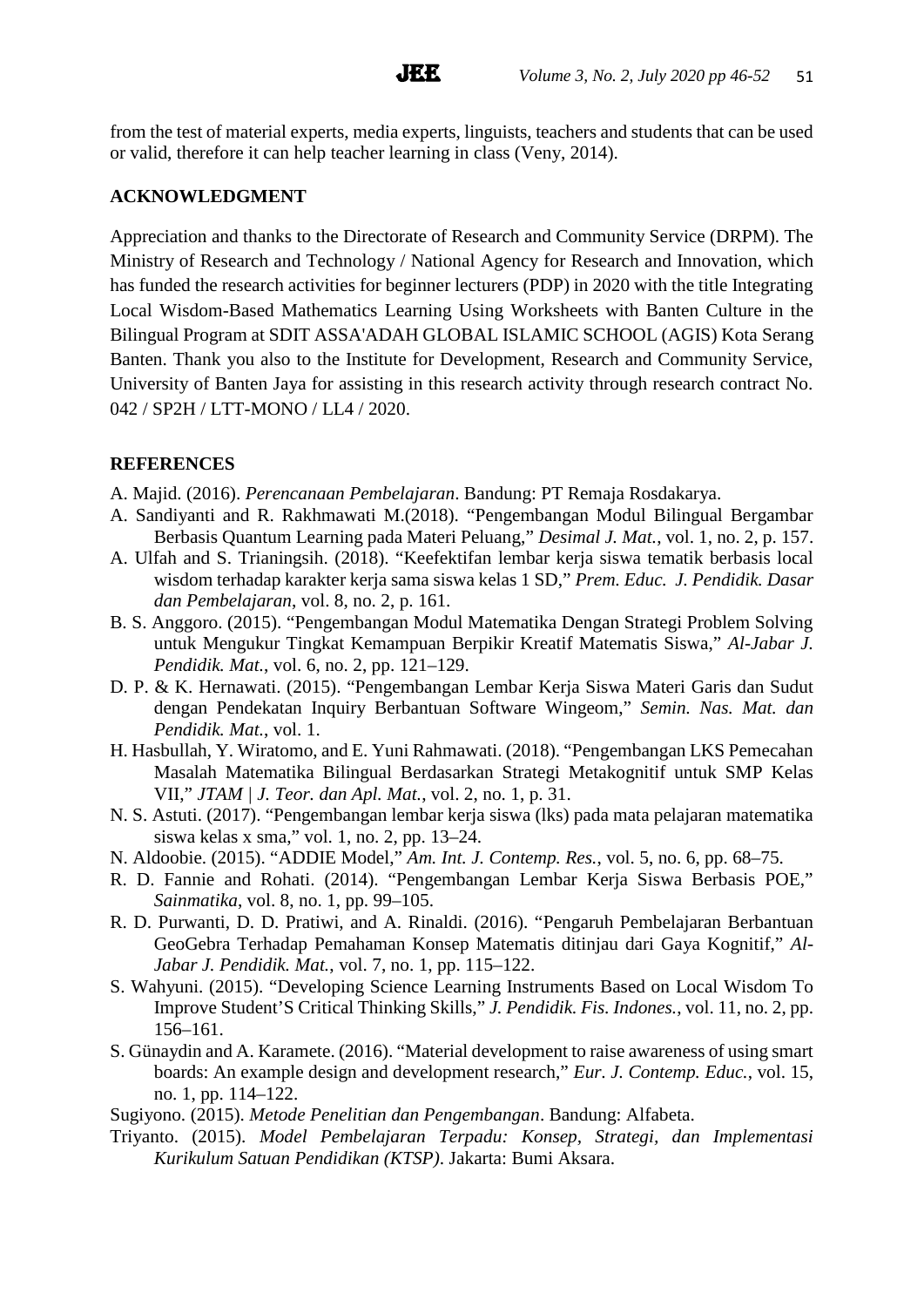from the test of material experts, media experts, linguists, teachers and students that can be used or valid, therefore it can help teacher learning in class (Veny, 2014).

## ACKNOWLEDGMENT

Appreciation and thanks to the Directorate of Research and Community Service (DRPM). The Ministry of Research and Technology / National Agency for Research and Innovation, which has funded the research activities for beginner lecturers (PDP) in 2020 with the title Integrating Local Wisdom-Based Mathematics Learning Using Worksheets with Banten Culture in the Bilingual Program at SDIT ASSA'ADAH GLOBAL ISLAMIC SCHOOL (AGIS) Kota Serang Banten. Thank you also to the Institute for Development, Research and Community Service, University of Banten Jaya for assisting in this research activity through research contract No. 042 / SP2H / LTT-MONO / LL4 / 2020.

## REFERENCES

A. Majid. (2016). *Perencanaan Pembelajaran*. Bandung: PT Remaja Rosdakarya.

A. Sandiyanti and R. Rakhmawati M.(2018). "Pengembangan Modul Bilingual Bergambar Berbasis Quantum Learning pada Materi Peluang," *Desimal J. Mat.*, vol. 1, no. 2, p. 157.

A. Ulfah and S. Trianingsih. (2018). "Keefektifan lembar kerja siswa tematik berbasis local wisdom terhadap karakter kerja sama siswa kelas 1 SD," *Prem. Educ. J. Pendidik. Dasar dan Pembelajaran*, vol. 8, no. 2, p. 161.

B. S. Anggoro. (2015). "Pengembangan Modul Matematika Dengan Strategi Problem Solving untuk Mengukur Tingkat Kemampuan Berpikir Kreatif Matematis Siswa," *Al-Jabar J. Pendidik. Mat.*, vol. 6, no. 2, pp. 121–129.

D. P. & K. Hernawati. (2015). "Pengembangan Lembar Kerja Siswa Materi Garis dan Sudut dengan Pendekatan Inquiry Berbantuan Software Wingeom," *Semin. Nas. Mat. dan Pendidik. Mat.*, vol. 1.

H. Hasbullah, Y. Wiratomo, and E. Yuni Rahmawati. (2018). "Pengembangan LKS Pemecahan Masalah Matematika Bilingual Berdasarkan Strategi Metakognitif untuk SMP Kelas VII," *JTAM | J. Teor. dan Apl. Mat.*, vol. 2, no. 1, p. 31.

N. S. Astuti. (2017). "Pengembangan lembar kerja siswa (lks) pada mata pelajaran matematika siswa kelas x sma," vol. 1, no. 2, pp. 13–24.

N. Aldoobie. (2015). "ADDIE Model," *Am. Int. J. Contemp. Res.*, vol. 5, no. 6, pp. 68–75.

R. D. Fannie and Rohati. (2014). "Pengembangan Lembar Kerja Siswa Berbasis POE," *Sainmatika*, vol. 8, no. 1, pp. 99–105.

R. D. Purwanti, D. D. Pratiwi, and A. Rinaldi. (2016). "Pengaruh Pembelajaran Berbantuan GeoGebra Terhadap Pemahaman Konsep Matematis ditinjau dari Gaya Kognitif," *Al-Jabar J. Pendidik. Mat.*, vol. 7, no. 1, pp. 115–122.

S. Wahyuni. (2015). "Developing Science Learning Instruments Based on Local Wisdom To Improve Student'S Critical Thinking Skills," *J. Pendidik. Fis. Indones.*, vol. 11, no. 2, pp. 156–161.

S. Günaydin and A. Karamete. (2016). "Material development to raise awareness of using smart boards: An example design and development research," *Eur. J. Contemp. Educ.*, vol. 15, no. 1, pp. 114–122.

Sugiyono. (2015). *Metode Penelitian dan Pengembangan*. Bandung: Alfabeta.

Triyanto. (2015). *Model Pembelajaran Terpadu: Konsep, Strategi, dan Implementasi Kurikulum Satuan Pendidikan (KTSP)*. Jakarta: Bumi Aksara.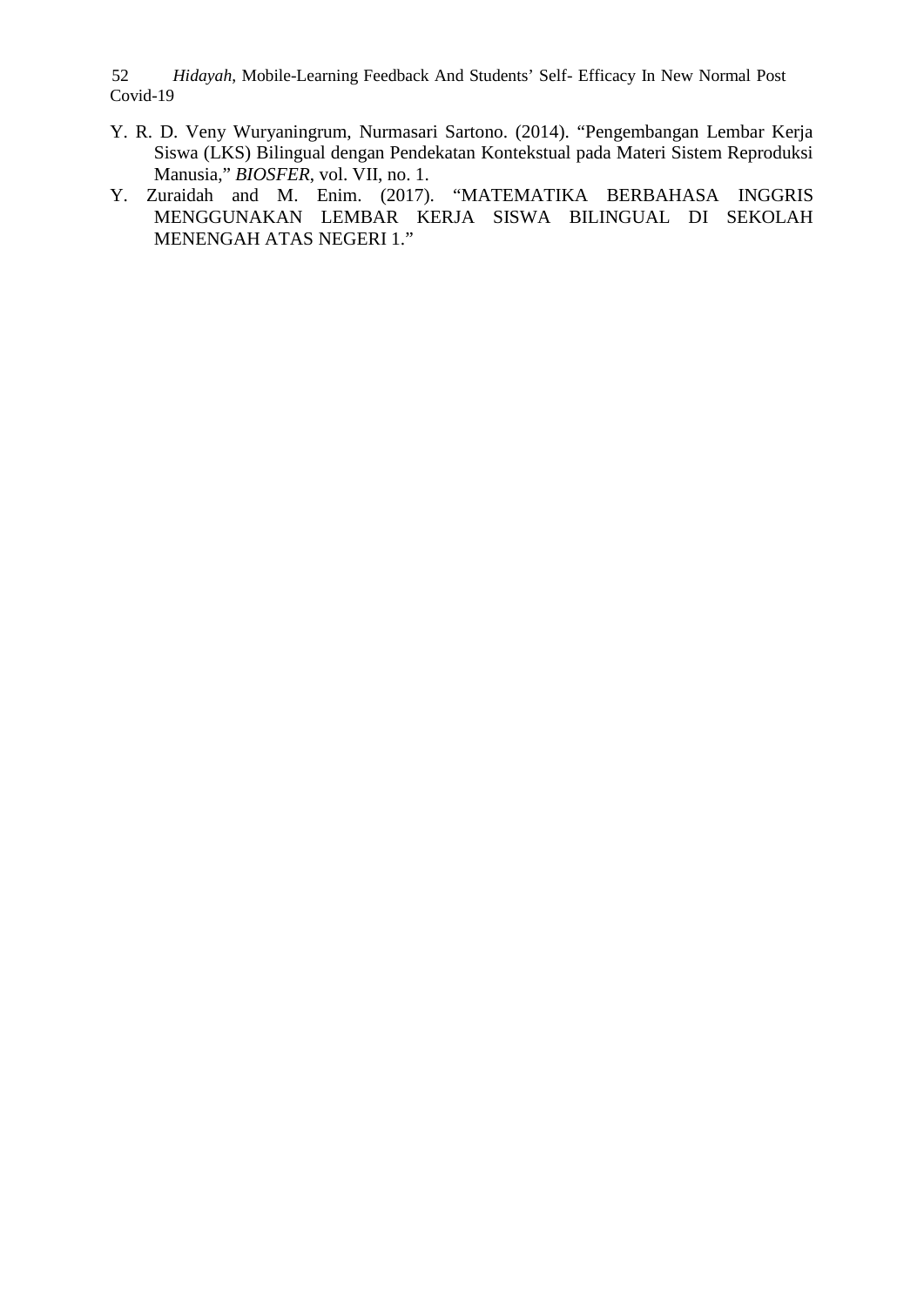Y. R. D. Veny Wuryaningrum, Nurmasari Sartono. (2014). "Pengembangan Lembar Kerja Siswa (LKS) Bilingual dengan Pendekatan Kontekstual pada Materi Sistem Reproduksi Manusia," *BIOSFER*, vol. VII, no. 1.

Y. Zuraidah and M. Enim. (2017). "MATEMATIKA BERBAHASA INGGRIS MENGGUNAKAN LEMBAR KERJA SISWA BILINGUAL DI SEKOLAH MENENGAH ATAS NEGERI 1."